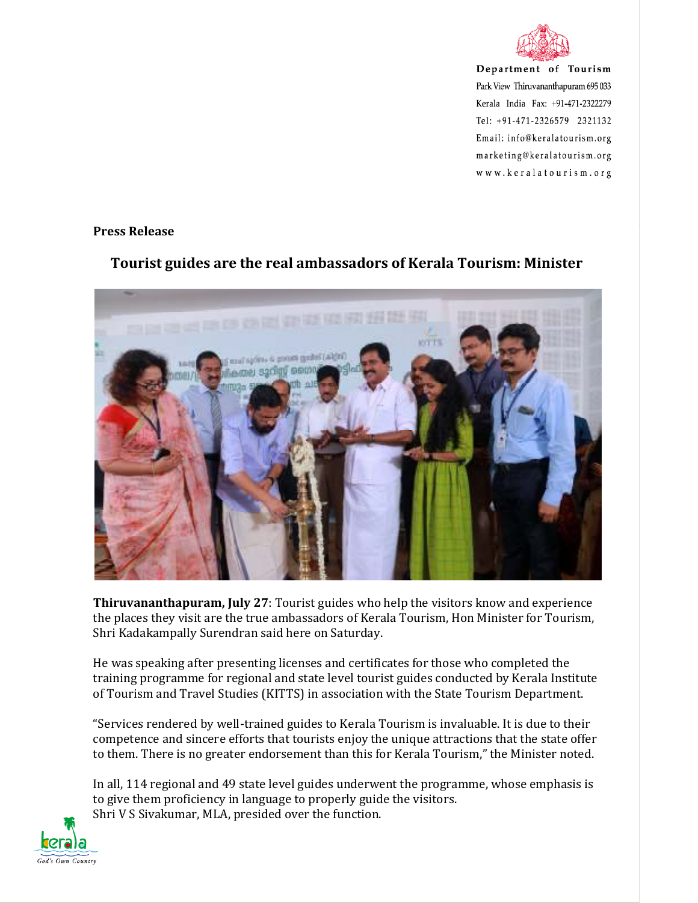Department of Tourism
Park View Thiruvananthapuram 695 033
Kerala India Fax: +91-471-2322279
Tel: +91-471-2326579 2321132
Email: info@keralatourism.org
marketing@keralatourism.org
www.keralatourism.org

**Press Release**

## Tourist guides are the real ambassadors of Kerala Tourism: Minister

**Thiruvananthapuram, July 27**: Tourist guides who help the visitors know and experience the places they visit are the true ambassadors of Kerala Tourism, Hon Minister for Tourism, Shri Kadakampally Surendran said here on Saturday.

He was speaking after presenting licenses and certificates for those who completed the training programme for regional and state level tourist guides conducted by Kerala Institute of Tourism and Travel Studies (KITTS) in association with the State Tourism Department.

"Services rendered by well-trained guides to Kerala Tourism is invaluable. It is due to their competence and sincere efforts that tourists enjoy the unique attractions that the state offer to them. There is no greater endorsement than this for Kerala Tourism," the Minister noted.

In all, 114 regional and 49 state level guides underwent the programme, whose emphasis is to give them proficiency in language to properly guide the visitors.
Shri V S Sivakumar, MLA, presided over the function.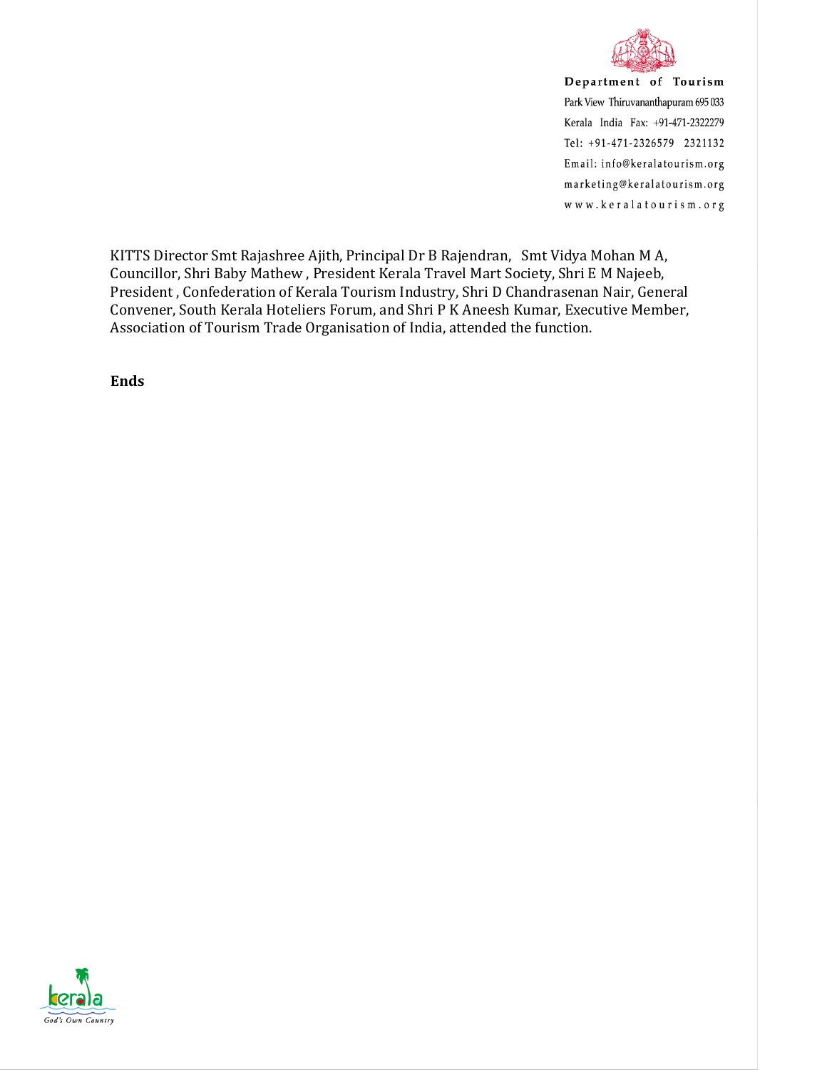KITTS Director Smt Rajashree Ajith, Principal Dr B Rajendran, Smt Vidya Mohan M A, Councillor, Shri Baby Mathew , President Kerala Travel Mart Society, Shri E M Najeeb, President , Confederation of Kerala Tourism Industry, Shri D Chandrasenan Nair, General Convener, South Kerala Hoteliers Forum, and Shri P K Aneesh Kumar, Executive Member, Association of Tourism Trade Organisation of India, attended the function.

**Ends**